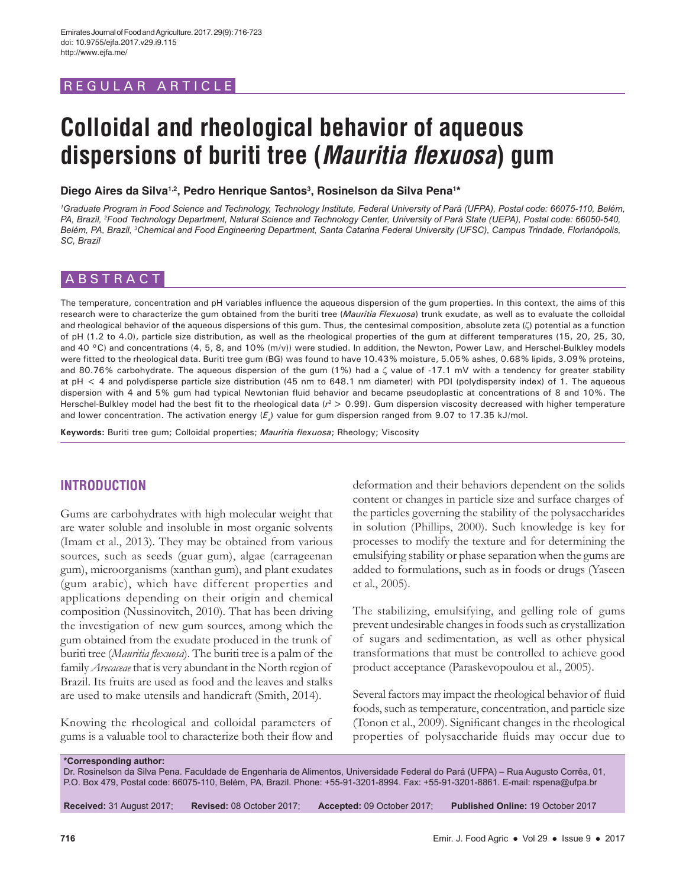REGULAR ARTICLE

# Colloidal and rheological behavior of aqueous dispersions of buriti tree (*Mauritia flexuosa*) gum

**Diego Aires da Silva[1,2], Pedro Henrique Santos[3], Rosinelson da Silva Pena[1]***

*[1]Graduate Program in Food Science and Technology, Technology Institute, Federal University of Pará (UFPA), Postal code: 66075-110, Belém, PA, Brazil, [2]Food Technology Department, Natural Science and Technology Center, University of Pará State (UEPA), Postal code: 66050-540, Belém, PA, Brazil, [3]Chemical and Food Engineering Department, Santa Catarina Federal University (UFSC), Campus Trindade, Florianópolis, SC, Brazil*

## ABSTRACT

The temperature, concentration and pH variables influence the aqueous dispersion of the gum properties. In this context, the aims of this research were to characterize the gum obtained from the buriti tree (*Mauritia Flexuosa*) trunk exudate, as well as to evaluate the colloidal and rheological behavior of the aqueous dispersions of this gum. Thus, the centesimal composition, absolute zeta (ζ) potential as a function of pH (1.2 to 4.0), particle size distribution, as well as the rheological properties of the gum at different temperatures (15, 20, 25, 30, and 40 °C) and concentrations (4, 5, 8, and 10% (m/v)) were studied. In addition, the Newton, Power Law, and Herschel-Bulkley models were fitted to the rheological data. Buriti tree gum (BG) was found to have 10.43% moisture, 5.05% ashes, 0.68% lipids, 3.09% proteins, and 80.76% carbohydrate. The aqueous dispersion of the gum (1%) had a ζ value of -17.1 mV with a tendency for greater stability at pH < 4 and polydisperse particle size distribution (45 nm to 648.1 nm diameter) with PDI (polydispersity index) of 1. The aqueous dispersion with 4 and 5% gum had typical Newtonian fluid behavior and became pseudoplastic at concentrations of 8 and 10%. The Herschel-Bulkley model had the best fit to the rheological data ($r^2 > 0.99$). Gum dispersion viscosity decreased with higher temperature and lower concentration. The activation energy ($E_a$) value for gum dispersion ranged from 9.07 to 17.35 kJ/mol.

**Keywords:** Buriti tree gum; Colloidal properties; *Mauritia flexuosa*; Rheology; Viscosity

## INTRODUCTION

Gums are carbohydrates with high molecular weight that are water soluble and insoluble in most organic solvents (Imam et al., 2013). They may be obtained from various sources, such as seeds (guar gum), algae (carrageenan gum), microorganisms (xanthan gum), and plant exudates (gum arabic), which have different properties and applications depending on their origin and chemical composition (Nussinovitch, 2010). That has been driving the investigation of new gum sources, among which the gum obtained from the exudate produced in the trunk of buriti tree (*Mauritia flexuosa*). The buriti tree is a palm of the family *Arecaceae* that is very abundant in the North region of Brazil. Its fruits are used as food and the leaves and stalks are used to make utensils and handicraft (Smith, 2014).

Knowing the rheological and colloidal parameters of gums is a valuable tool to characterize both their flow and deformation and their behaviors dependent on the solids content or changes in particle size and surface charges of the particles governing the stability of the polysaccharides in solution (Phillips, 2000). Such knowledge is key for processes to modify the texture and for determining the emulsifying stability or phase separation when the gums are added to formulations, such as in foods or drugs (Yaseen et al., 2005).

The stabilizing, emulsifying, and gelling role of gums prevent undesirable changes in foods such as crystallization of sugars and sedimentation, as well as other physical transformations that must be controlled to achieve good product acceptance (Paraskevopoulou et al., 2005).

Several factors may impact the rheological behavior of fluid foods, such as temperature, concentration, and particle size (Tonon et al., 2009). Significant changes in the rheological properties of polysaccharide fluids may occur due to

**\*Corresponding author:**
Dr. Rosinelson da Silva Pena. Faculdade de Engenharia de Alimentos, Universidade Federal do Pará (UFPA) – Rua Augusto Corrêa, 01, P.O. Box 479, Postal code: 66075-110, Belém, PA, Brazil. Phone: +55-91-3201-8994. Fax: +55-91-3201-8861. E-mail: rspena@ufpa.br

**Received:** 31 August 2017; **Revised:** 08 October 2017; **Accepted:** 09 October 2017; **Published Online:** 19 October 2017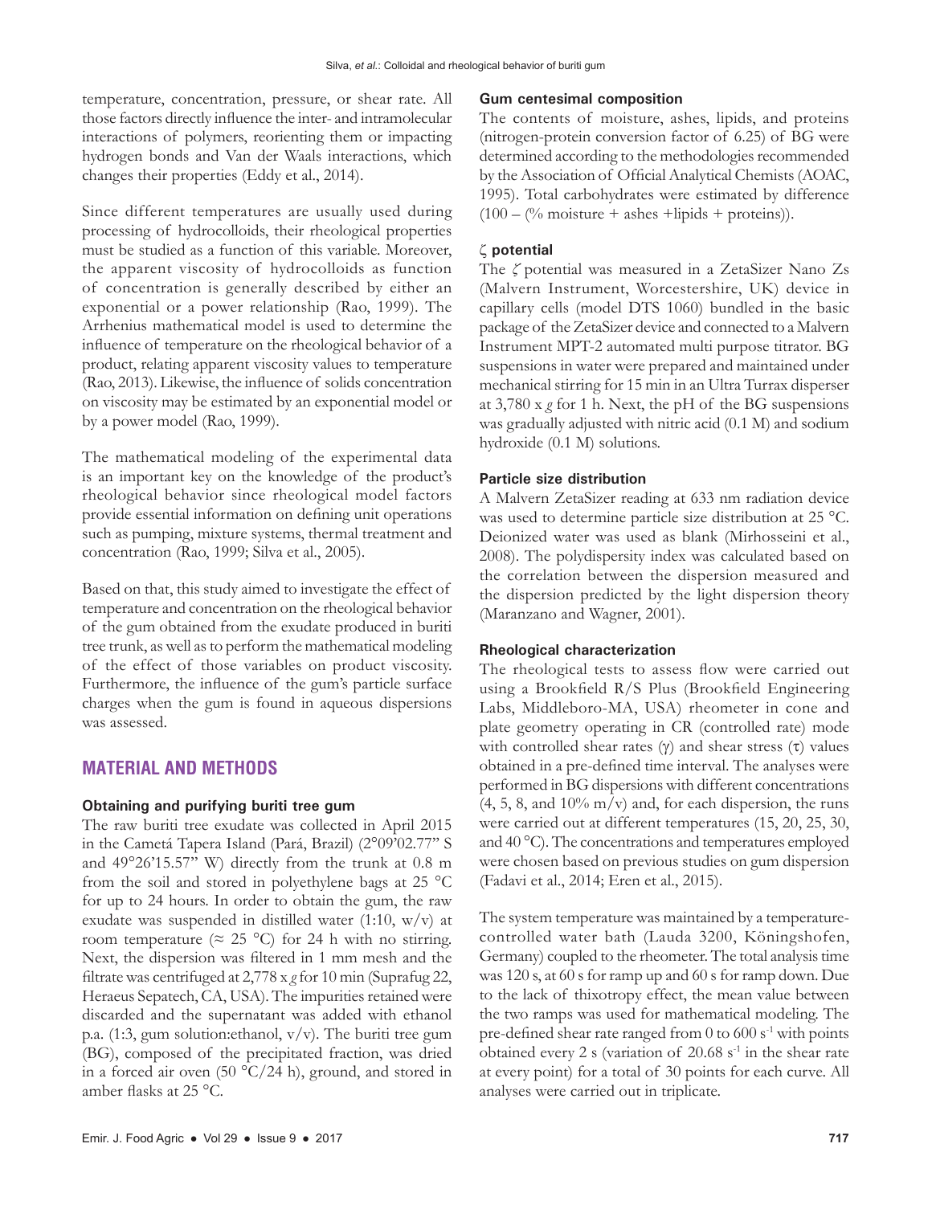temperature, concentration, pressure, or shear rate. All those factors directly influence the inter- and intramolecular interactions of polymers, reorienting them or impacting hydrogen bonds and Van der Waals interactions, which changes their properties (Eddy et al., 2014).

Since different temperatures are usually used during processing of hydrocolloids, their rheological properties must be studied as a function of this variable. Moreover, the apparent viscosity of hydrocolloids as function of concentration is generally described by either an exponential or a power relationship (Rao, 1999). The Arrhenius mathematical model is used to determine the influence of temperature on the rheological behavior of a product, relating apparent viscosity values to temperature (Rao, 2013). Likewise, the influence of solids concentration on viscosity may be estimated by an exponential model or by a power model (Rao, 1999).

The mathematical modeling of the experimental data is an important key on the knowledge of the product's rheological behavior since rheological model factors provide essential information on defining unit operations such as pumping, mixture systems, thermal treatment and concentration (Rao, 1999; Silva et al., 2005).

Based on that, this study aimed to investigate the effect of temperature and concentration on the rheological behavior of the gum obtained from the exudate produced in buriti tree trunk, as well as to perform the mathematical modeling of the effect of those variables on product viscosity. Furthermore, the influence of the gum's particle surface charges when the gum is found in aqueous dispersions was assessed.

## MATERIAL AND METHODS

### Obtaining and purifying buriti tree gum

The raw buriti tree exudate was collected in April 2015 in the Cametá Tapera Island (Pará, Brazil) (2°09'02.77" S and 49°26'15.57" W) directly from the trunk at 0.8 m from the soil and stored in polyethylene bags at 25 °C for up to 24 hours. In order to obtain the gum, the raw exudate was suspended in distilled water (1:10, w/v) at room temperature (≈ 25 °C) for 24 h with no stirring. Next, the dispersion was filtered in 1 mm mesh and the filtrate was centrifuged at 2,778 x *g* for 10 min (Suprafug 22, Heraeus Sepatech, CA, USA). The impurities retained were discarded and the supernatant was added with ethanol p.a. (1:3, gum solution:ethanol, v/v). The buriti tree gum (BG), composed of the precipitated fraction, was dried in a forced air oven (50 °C/24 h), ground, and stored in amber flasks at 25 °C.

### Gum centesimal composition

The contents of moisture, ashes, lipids, and proteins (nitrogen-protein conversion factor of 6.25) of BG were determined according to the methodologies recommended by the Association of Official Analytical Chemists (AOAC, 1995). Total carbohydrates were estimated by difference (100 – (% moisture + ashes +lipids + proteins)).

### ζ potential

The $\zeta$ potential was measured in a ZetaSizer Nano Zs (Malvern Instrument, Worcestershire, UK) device in capillary cells (model DTS 1060) bundled in the basic package of the ZetaSizer device and connected to a Malvern Instrument MPT-2 automated multi purpose titrator. BG suspensions in water were prepared and maintained under mechanical stirring for 15 min in an Ultra Turrax disperser at 3,780 x *g* for 1 h. Next, the pH of the BG suspensions was gradually adjusted with nitric acid (0.1 M) and sodium hydroxide (0.1 M) solutions.

### Particle size distribution

A Malvern ZetaSizer reading at 633 nm radiation device was used to determine particle size distribution at 25 °C. Deionized water was used as blank (Mirhosseini et al., 2008). The polydispersity index was calculated based on the correlation between the dispersion measured and the dispersion predicted by the light dispersion theory (Maranzano and Wagner, 2001).

### Rheological characterization

The rheological tests to assess flow were carried out using a Brookfield R/S Plus (Brookfield Engineering Labs, Middleboro-MA, USA) rheometer in cone and plate geometry operating in CR (controlled rate) mode with controlled shear rates ($\gamma$) and shear stress ($\tau$) values obtained in a pre-defined time interval. The analyses were performed in BG dispersions with different concentrations (4, 5, 8, and 10% m/v) and, for each dispersion, the runs were carried out at different temperatures (15, 20, 25, 30, and 40 °C). The concentrations and temperatures employed were chosen based on previous studies on gum dispersion (Fadavi et al., 2014; Eren et al., 2015).

The system temperature was maintained by a temperature-controlled water bath (Lauda 3200, Köningshofen, Germany) coupled to the rheometer. The total analysis time was 120 s, at 60 s for ramp up and 60 s for ramp down. Due to the lack of thixotropy effect, the mean value between the two ramps was used for mathematical modeling. The pre-defined shear rate ranged from 0 to 600 $s^{-1}$ with points obtained every 2 s (variation of 20.68 $s^{-1}$ in the shear rate at every point) for a total of 30 points for each curve. All analyses were carried out in triplicate.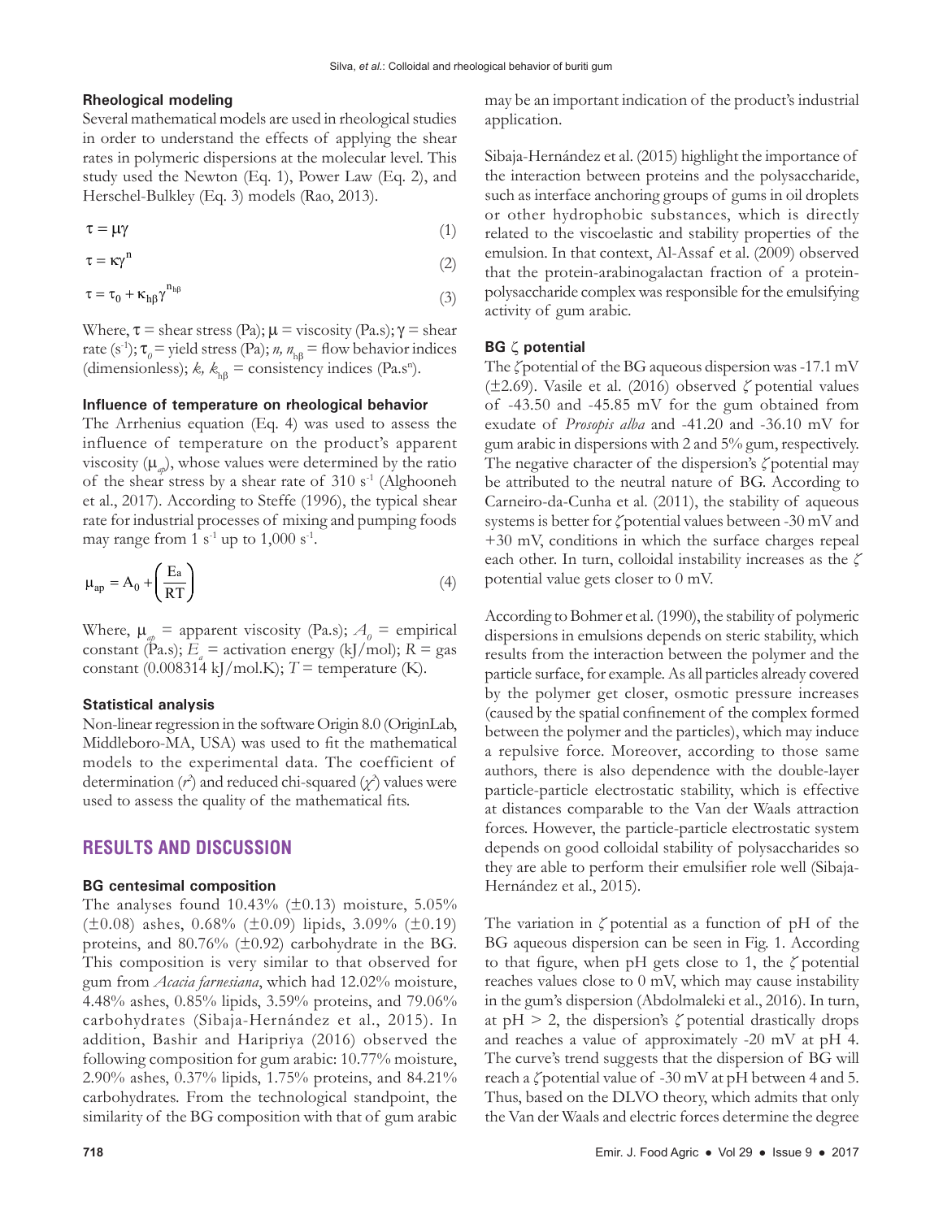### Rheological modeling

Several mathematical models are used in rheological studies in order to understand the effects of applying the shear rates in polymeric dispersions at the molecular level. This study used the Newton (Eq. 1), Power Law (Eq. 2), and Herschel-Bulkley (Eq. 3) models (Rao, 2013).

$$\tau = \mu\gamma \tag{1}$$

$$\tau = \kappa\gamma^{n} \tag{2}$$

$$\tau = \tau_0 + \kappa_{h\beta}\gamma^{n_{h\beta}} \tag{3}$$

Where, $\tau$ = shear stress (Pa); $\mu$ = viscosity (Pa.s); $\gamma$ = shear rate ($s^{-1}$); $\tau_0$ = yield stress (Pa); $n$, $n_{h\beta}$ = flow behavior indices (dimensionless); $k$, $k_{h\beta}$ = consistency indices ($Pa.s^n$).

### Influence of temperature on rheological behavior

The Arrhenius equation (Eq. 4) was used to assess the influence of temperature on the product's apparent viscosity ($\mu_{ap}$), whose values were determined by the ratio of the shear stress by a shear rate of 310 $s^{-1}$ (Alghooneh et al., 2017). According to Steffe (1996), the typical shear rate for industrial processes of mixing and pumping foods may range from 1 $s^{-1}$ up to 1,000 $s^{-1}$.

$$\mu_{ap} = A_0 + \left(\frac{Ea}{RT}\right) \tag{4}$$

Where, $\mu_{ap}$ = apparent viscosity (Pa.s); $A_0$ = empirical constant (Pa.s); $E_a$ = activation energy (kJ/mol); $R$ = gas constant (0.008314 kJ/mol.K); $T$ = temperature (K).

### Statistical analysis

Non-linear regression in the software Origin 8.0 (OriginLab, Middleboro-MA, USA) was used to fit the mathematical models to the experimental data. The coefficient of determination ($r^2$) and reduced chi-squared ($\chi^2$) values were used to assess the quality of the mathematical fits.

## RESULTS AND DISCUSSION

### BG centesimal composition

The analyses found 10.43% (±0.13) moisture, 5.05% (±0.08) ashes, 0.68% (±0.09) lipids, 3.09% (±0.19) proteins, and 80.76% (±0.92) carbohydrate in the BG. This composition is very similar to that observed for gum from *Acacia farnesiana*, which had 12.02% moisture, 4.48% ashes, 0.85% lipids, 3.59% proteins, and 79.06% carbohydrates (Sibaja-Hernández et al., 2015). In addition, Bashir and Haripriya (2016) observed the following composition for gum arabic: 10.77% moisture, 2.90% ashes, 0.37% lipids, 1.75% proteins, and 84.21% carbohydrates. From the technological standpoint, the similarity of the BG composition with that of gum arabic may be an important indication of the product's industrial application.

Sibaja-Hernández et al. (2015) highlight the importance of the interaction between proteins and the polysaccharide, such as interface anchoring groups of gums in oil droplets or other hydrophobic substances, which is directly related to the viscoelastic and stability properties of the emulsion. In that context, Al-Assaf et al. (2009) observed that the protein-arabinogalactan fraction of a protein-polysaccharide complex was responsible for the emulsifying activity of gum arabic.

### BG $\zeta$ potential

The $\zeta$ potential of the BG aqueous dispersion was -17.1 mV (±2.69). Vasile et al. (2016) observed $\zeta$ potential values of -43.50 and -45.85 mV for the gum obtained from exudate of *Prosopis alba* and -41.20 and -36.10 mV for gum arabic in dispersions with 2 and 5% gum, respectively. The negative character of the dispersion's $\zeta$ potential may be attributed to the neutral nature of BG. According to Carneiro-da-Cunha et al. (2011), the stability of aqueous systems is better for $\zeta$ potential values between -30 mV and +30 mV, conditions in which the surface charges repeal each other. In turn, colloidal instability increases as the $\zeta$ potential value gets closer to 0 mV.

According to Bohmer et al. (1990), the stability of polymeric dispersions in emulsions depends on steric stability, which results from the interaction between the polymer and the particle surface, for example. As all particles already covered by the polymer get closer, osmotic pressure increases (caused by the spatial confinement of the complex formed between the polymer and the particles), which may induce a repulsive force. Moreover, according to those same authors, there is also dependence with the double-layer particle-particle electrostatic stability, which is effective at distances comparable to the Van der Waals attraction forces. However, the particle-particle electrostatic system depends on good colloidal stability of polysaccharides so they are able to perform their emulsifier role well (Sibaja-Hernández et al., 2015).

The variation in $\zeta$ potential as a function of pH of the BG aqueous dispersion can be seen in Fig. 1. According to that figure, when pH gets close to 1, the $\zeta$ potential reaches values close to 0 mV, which may cause instability in the gum's dispersion (Abdolmaleki et al., 2016). In turn, at pH > 2, the dispersion's $\zeta$ potential drastically drops and reaches a value of approximately -20 mV at pH 4. The curve's trend suggests that the dispersion of BG will reach a $\zeta$ potential value of -30 mV at pH between 4 and 5. Thus, based on the DLVO theory, which admits that only the Van der Waals and electric forces determine the degree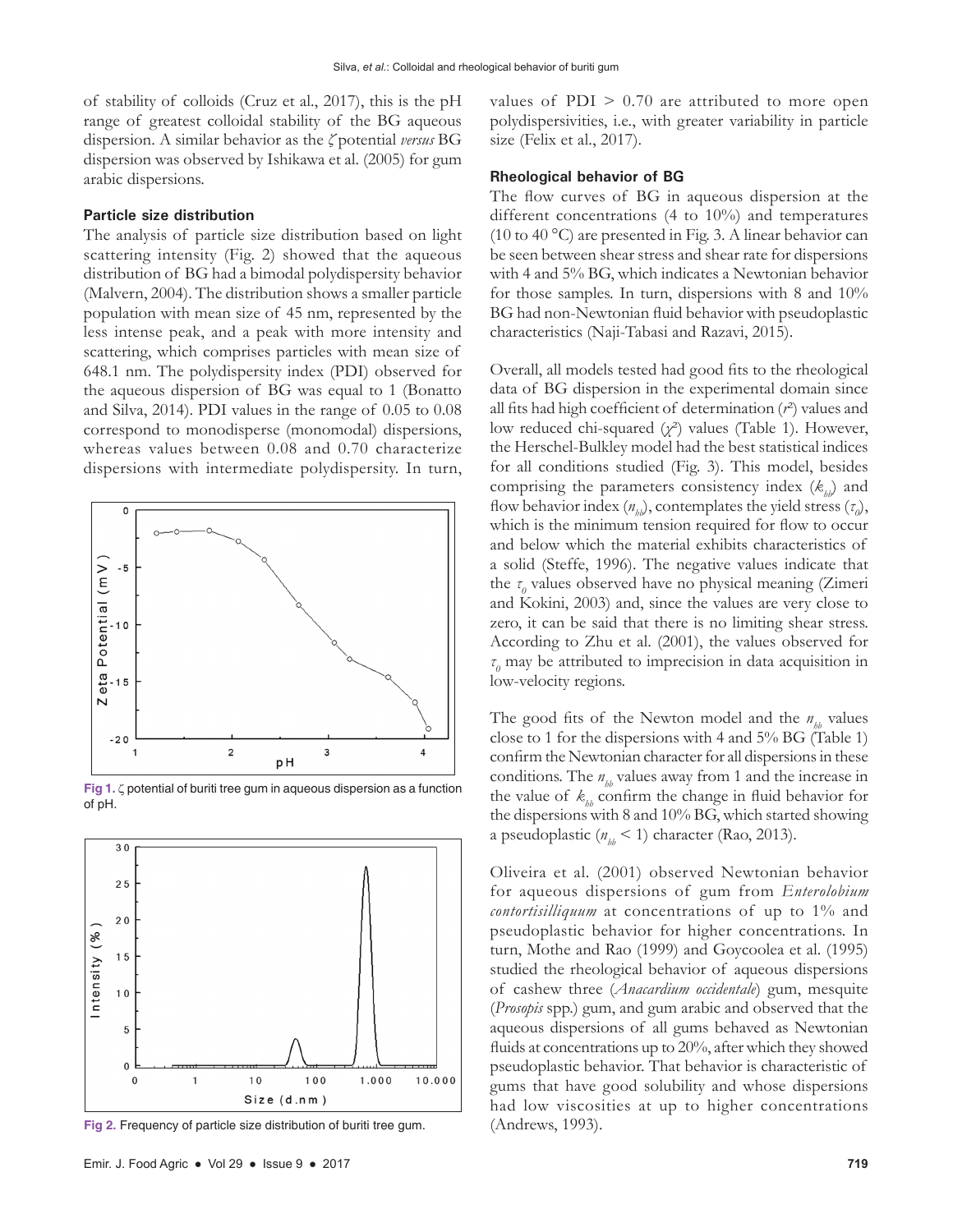of stability of colloids (Cruz et al., 2017), this is the pH range of greatest colloidal stability of the BG aqueous dispersion. A similar behavior as the $\zeta$ potential *versus* BG dispersion was observed by Ishikawa et al. (2005) for gum arabic dispersions.

### Particle size distribution

The analysis of particle size distribution based on light scattering intensity (Fig. 2) showed that the aqueous distribution of BG had a bimodal polydispersity behavior (Malvern, 2004). The distribution shows a smaller particle population with mean size of 45 nm, represented by the less intense peak, and a peak with more intensity and scattering, which comprises particles with mean size of 648.1 nm. The polydispersity index (PDI) observed for the aqueous dispersion of BG was equal to 1 (Bonatto and Silva, 2014). PDI values in the range of 0.05 to 0.08 correspond to monodisperse (monomodal) dispersions, whereas values between 0.08 and 0.70 characterize dispersions with intermediate polydispersity. In turn, values of PDI > 0.70 are attributed to more open polydispersivities, i.e., with greater variability in particle size (Felix et al., 2017).

**Fig 1.** $\zeta$ potential of buriti tree gum in aqueous dispersion as a function of pH.

**Fig 2.** Frequency of particle size distribution of buriti tree gum.

### Rheological behavior of BG

The flow curves of BG in aqueous dispersion at the different concentrations (4 to 10%) and temperatures (10 to 40 °C) are presented in Fig. 3. A linear behavior can be seen between shear stress and shear rate for dispersions with 4 and 5% BG, which indicates a Newtonian behavior for those samples. In turn, dispersions with 8 and 10% BG had non-Newtonian fluid behavior with pseudoplastic characteristics (Naji-Tabasi and Razavi, 2015).

Overall, all models tested had good fits to the rheological data of BG dispersion in the experimental domain since all fits had high coefficient of determination ($r^2$) values and low reduced chi-squared ($\chi^2$) values (Table 1). However, the Herschel-Bulkley model had the best statistical indices for all conditions studied (Fig. 3). This model, besides comprising the parameters consistency index ($k_{hb}$) and flow behavior index ($n_{hb}$), contemplates the yield stress ($\tau_0$), which is the minimum tension required for flow to occur and below which the material exhibits characteristics of a solid (Steffe, 1996). The negative values indicate that the $\tau_0$ values observed have no physical meaning (Zimeri and Kokini, 2003) and, since the values are very close to zero, it can be said that there is no limiting shear stress. According to Zhu et al. (2001), the values observed for $\tau_0$ may be attributed to imprecision in data acquisition in low-velocity regions.

The good fits of the Newton model and the $n_{hb}$ values close to 1 for the dispersions with 4 and 5% BG (Table 1) confirm the Newtonian character for all dispersions in these conditions. The $n_{hb}$ values away from 1 and the increase in the value of $k_{hb}$ confirm the change in fluid behavior for the dispersions with 8 and 10% BG, which started showing a pseudoplastic ($n_{hb}$ < 1) character (Rao, 2013).

Oliveira et al. (2001) observed Newtonian behavior for aqueous dispersions of gum from *Enterolobium contortisilliquum* at concentrations of up to 1% and pseudoplastic behavior for higher concentrations. In turn, Mothe and Rao (1999) and Goycoolea et al. (1995) studied the rheological behavior of aqueous dispersions of cashew three (*Anacardium occidentale*) gum, mesquite (*Prosopis* spp.) gum, and gum arabic and observed that the aqueous dispersions of all gums behaved as Newtonian fluids at concentrations up to 20%, after which they showed pseudoplastic behavior. That behavior is characteristic of gums that have good solubility and whose dispersions had low viscosities at up to higher concentrations (Andrews, 1993).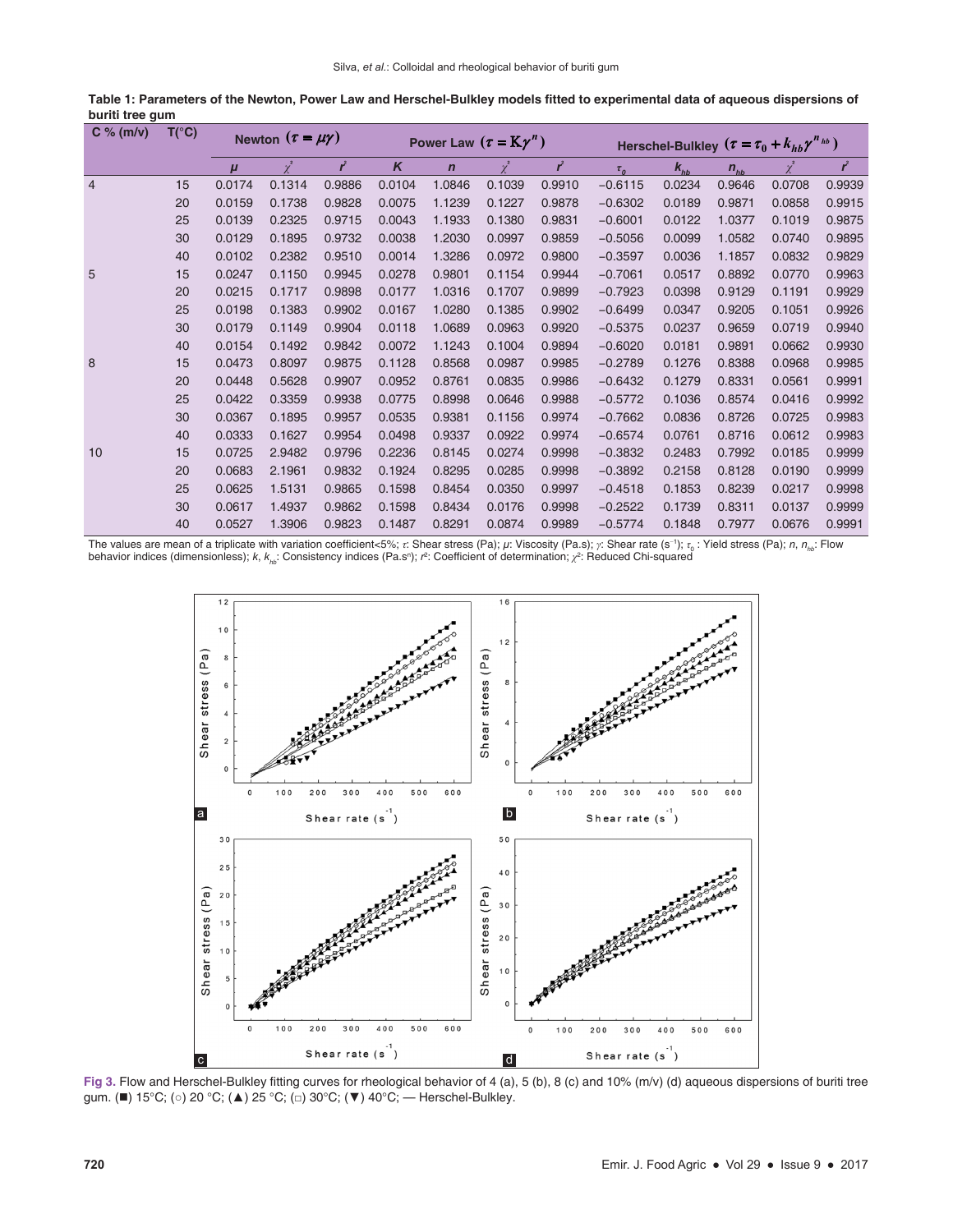**Table 1: Parameters of the Newton, Power Law and Herschel‑Bulkley models fitted to experimental data of aqueous dispersions of buriti tree gum**

| C % (m/v) | T(°C) | Newton $(\tau = \mu\gamma)$ | | | Power Law $(\tau = K\gamma^{n})$ | | | | Herschel‑Bulkley $(\tau = \tau_0 + k_{hb}\gamma^{n_{hb}})$ | | | | |
|---|---|---|---|---|---|---|---|---|---|---|---|---|---|
| | | $\mu$ | $\chi^2$ | $r^2$ | $K$ | $n$ | $\chi^2$ | $r^2$ | $\tau_0$ | $k_{hb}$ | $n_{hb}$ | $\chi^2$ | $r^2$ |
| 4 | 15 | 0.0174 | 0.1314 | 0.9886 | 0.0104 | 1.0846 | 0.1039 | 0.9910 | −0.6115 | 0.0234 | 0.9646 | 0.0708 | 0.9939 |
| | 20 | 0.0159 | 0.1738 | 0.9828 | 0.0075 | 1.1239 | 0.1227 | 0.9878 | −0.6302 | 0.0189 | 0.9871 | 0.0858 | 0.9915 |
| | 25 | 0.0139 | 0.2325 | 0.9715 | 0.0043 | 1.1933 | 0.1380 | 0.9831 | −0.6001 | 0.0122 | 1.0377 | 0.1019 | 0.9875 |
| | 30 | 0.0129 | 0.1895 | 0.9732 | 0.0038 | 1.2030 | 0.0997 | 0.9859 | −0.5056 | 0.0099 | 1.0582 | 0.0740 | 0.9895 |
| | 40 | 0.0102 | 0.2382 | 0.9510 | 0.0014 | 1.3286 | 0.0972 | 0.9800 | −0.3597 | 0.0036 | 1.1857 | 0.0832 | 0.9829 |
| 5 | 15 | 0.0247 | 0.1150 | 0.9945 | 0.0278 | 0.9801 | 0.1154 | 0.9944 | −0.7061 | 0.0517 | 0.8892 | 0.0770 | 0.9963 |
| | 20 | 0.0215 | 0.1717 | 0.9898 | 0.0177 | 1.0316 | 0.1707 | 0.9899 | −0.7923 | 0.0398 | 0.9129 | 0.1191 | 0.9929 |
| | 25 | 0.0198 | 0.1383 | 0.9902 | 0.0167 | 1.0280 | 0.1385 | 0.9902 | −0.6499 | 0.0347 | 0.9205 | 0.1051 | 0.9926 |
| | 30 | 0.0179 | 0.1149 | 0.9904 | 0.0118 | 1.0689 | 0.0963 | 0.9920 | −0.5375 | 0.0237 | 0.9659 | 0.0719 | 0.9940 |
| | 40 | 0.0154 | 0.1492 | 0.9842 | 0.0072 | 1.1243 | 0.1004 | 0.9894 | −0.6020 | 0.0181 | 0.9891 | 0.0662 | 0.9930 |
| 8 | 15 | 0.0473 | 0.8097 | 0.9875 | 0.1128 | 0.8568 | 0.0987 | 0.9985 | −0.2789 | 0.1276 | 0.8388 | 0.0968 | 0.9985 |
| | 20 | 0.0448 | 0.5628 | 0.9907 | 0.0952 | 0.8761 | 0.0835 | 0.9986 | −0.6432 | 0.1279 | 0.8331 | 0.0561 | 0.9991 |
| | 25 | 0.0422 | 0.3359 | 0.9938 | 0.0775 | 0.8998 | 0.0646 | 0.9988 | −0.5772 | 0.1036 | 0.8574 | 0.0416 | 0.9992 |
| | 30 | 0.0367 | 0.1895 | 0.9957 | 0.0535 | 0.9381 | 0.1156 | 0.9974 | −0.7662 | 0.0836 | 0.8726 | 0.0725 | 0.9983 |
| | 40 | 0.0333 | 0.1627 | 0.9954 | 0.0498 | 0.9337 | 0.0922 | 0.9974 | −0.6574 | 0.0761 | 0.8716 | 0.0612 | 0.9983 |
| 10 | 15 | 0.0725 | 2.9482 | 0.9796 | 0.2236 | 0.8145 | 0.0274 | 0.9998 | −0.3832 | 0.2483 | 0.7992 | 0.0185 | 0.9999 |
| | 20 | 0.0683 | 2.1961 | 0.9832 | 0.1924 | 0.8295 | 0.0285 | 0.9998 | −0.3892 | 0.2158 | 0.8128 | 0.0190 | 0.9999 |
| | 25 | 0.0625 | 1.5131 | 0.9865 | 0.1598 | 0.8454 | 0.0350 | 0.9997 | −0.4518 | 0.1853 | 0.8239 | 0.0217 | 0.9998 |
| | 30 | 0.0617 | 1.4937 | 0.9862 | 0.1598 | 0.8434 | 0.0176 | 0.9998 | −0.2522 | 0.1739 | 0.8311 | 0.0137 | 0.9999 |
| | 40 | 0.0527 | 1.3906 | 0.9823 | 0.1487 | 0.8291 | 0.0874 | 0.9989 | −0.5774 | 0.1848 | 0.7977 | 0.0676 | 0.9991 |

The values are mean of a triplicate with variation coefficient<5%; $\tau$: Shear stress (Pa); $\mu$: Viscosity (Pa.s); $\gamma$: Shear rate ($s^{-1}$); $\tau_0$ : Yield stress (Pa); $n$, $n_{hb}$: Flow behavior indices (dimensionless); $k$, $k_{hb}$: Consistency indices (Pa.$s^n$); $r^2$: Coefficient of determination; $\chi^2$: Reduced Chi‑squared

**Fig 3.** Flow and Herschel‑Bulkley fitting curves for rheological behavior of 4 (a), 5 (b), 8 (c) and 10% (m/v) (d) aqueous dispersions of buriti tree gum. (■) 15°C; (○) 20 °C; (▲) 25 °C; (□) 30°C; (▼) 40°C; — Herschel‑Bulkley.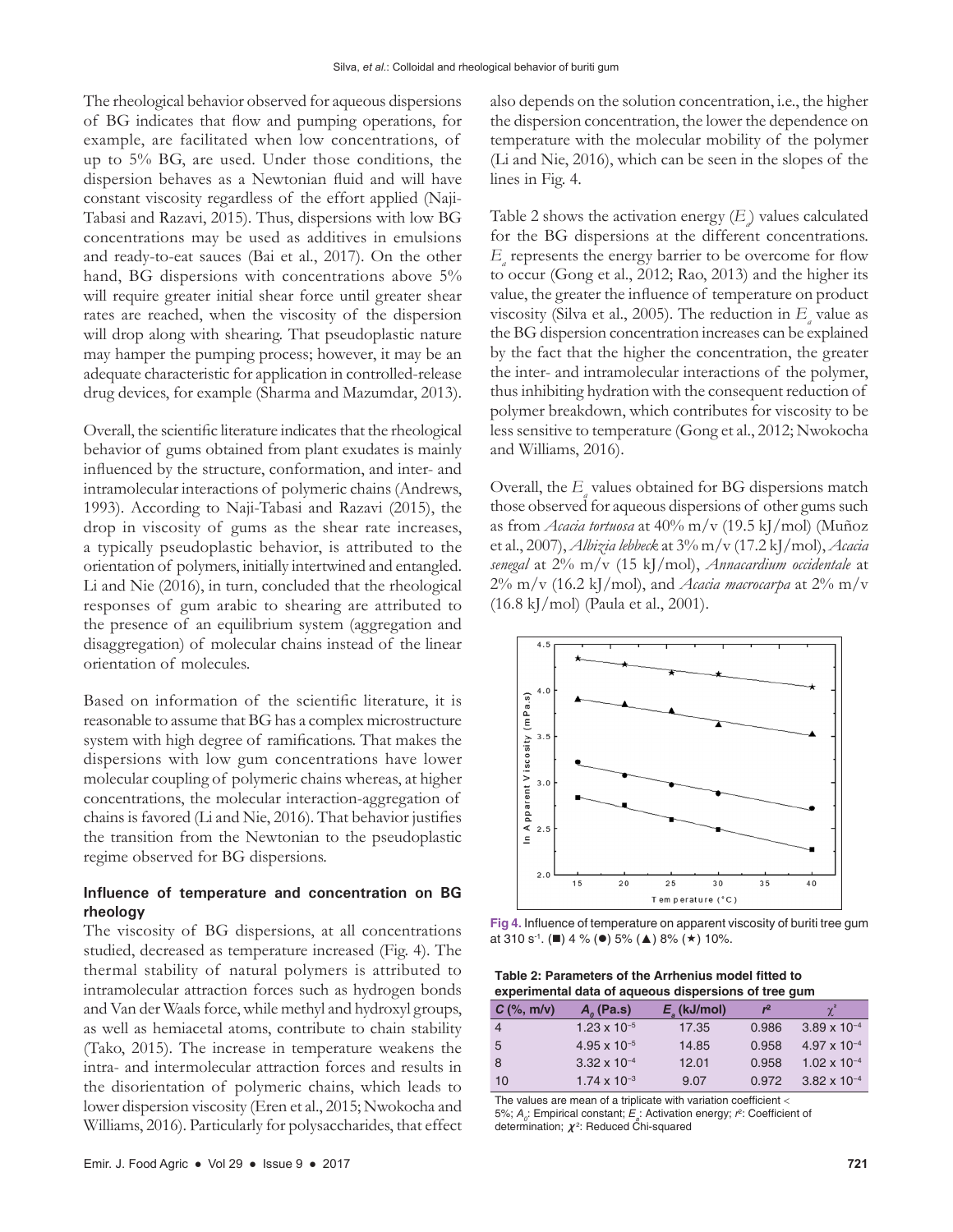The rheological behavior observed for aqueous dispersions of BG indicates that flow and pumping operations, for example, are facilitated when low concentrations, of up to 5% BG, are used. Under those conditions, the dispersion behaves as a Newtonian fluid and will have constant viscosity regardless of the effort applied (Naji-Tabasi and Razavi, 2015). Thus, dispersions with low BG concentrations may be used as additives in emulsions and ready-to-eat sauces (Bai et al., 2017). On the other hand, BG dispersions with concentrations above 5% will require greater initial shear force until greater shear rates are reached, when the viscosity of the dispersion will drop along with shearing. That pseudoplastic nature may hamper the pumping process; however, it may be an adequate characteristic for application in controlled-release drug devices, for example (Sharma and Mazumdar, 2013).

Overall, the scientific literature indicates that the rheological behavior of gums obtained from plant exudates is mainly influenced by the structure, conformation, and inter- and intramolecular interactions of polymeric chains (Andrews, 1993). According to Naji-Tabasi and Razavi (2015), the drop in viscosity of gums as the shear rate increases, a typically pseudoplastic behavior, is attributed to the orientation of polymers, initially intertwined and entangled. Li and Nie (2016), in turn, concluded that the rheological responses of gum arabic to shearing are attributed to the presence of an equilibrium system (aggregation and disaggregation) of molecular chains instead of the linear orientation of molecules.

Based on information of the scientific literature, it is reasonable to assume that BG has a complex microstructure system with high degree of ramifications. That makes the dispersions with low gum concentrations have lower molecular coupling of polymeric chains whereas, at higher concentrations, the molecular interaction-aggregation of chains is favored (Li and Nie, 2016). That behavior justifies the transition from the Newtonian to the pseudoplastic regime observed for BG dispersions.

### Influence of temperature and concentration on BG rheology

The viscosity of BG dispersions, at all concentrations studied, decreased as temperature increased (Fig. 4). The thermal stability of natural polymers is attributed to intramolecular attraction forces such as hydrogen bonds and Van der Waals force, while methyl and hydroxyl groups, as well as hemiacetal atoms, contribute to chain stability (Tako, 2015). The increase in temperature weakens the intra- and intermolecular attraction forces and results in the disorientation of polymeric chains, which leads to lower dispersion viscosity (Eren et al., 2015; Nwokocha and Williams, 2016). Particularly for polysaccharides, that effect also depends on the solution concentration, i.e., the higher the dispersion concentration, the lower the dependence on temperature with the molecular mobility of the polymer (Li and Nie, 2016), which can be seen in the slopes of the lines in Fig. 4.

Table 2 shows the activation energy ($E_a$) values calculated for the BG dispersions at the different concentrations. $E_a$ represents the energy barrier to be overcome for flow to occur (Gong et al., 2012; Rao, 2013) and the higher its value, the greater the influence of temperature on product viscosity (Silva et al., 2005). The reduction in $E_a$ value as the BG dispersion concentration increases can be explained by the fact that the higher the concentration, the greater the inter- and intramolecular interactions of the polymer, thus inhibiting hydration with the consequent reduction of polymer breakdown, which contributes for viscosity to be less sensitive to temperature (Gong et al., 2012; Nwokocha and Williams, 2016).

Overall, the $E_a$ values obtained for BG dispersions match those observed for aqueous dispersions of other gums such as from *Acacia tortuosa* at 40% m/v (19.5 kJ/mol) (Muñoz et al., 2007), *Albizia lebbeck* at 3% m/v (17.2 kJ/mol), *Acacia senegal* at 2% m/v (15 kJ/mol), *Annacardium occidentale* at 2% m/v (16.2 kJ/mol), and *Acacia macrocarpa* at 2% m/v (16.8 kJ/mol) (Paula et al., 2001).

**Fig 4.** Influence of temperature on apparent viscosity of buriti tree gum at 310 $s^{-1}$. (■) 4 % (●) 5% (▲) 8% (★) 10%.

**Table 2: Parameters of the Arrhenius model fitted to experimental data of aqueous dispersions of tree gum**

| $C$ (%, m/v) | $A_0$ (Pa.s) | $E_a$ (kJ/mol) | $r^2$ | $\chi^2$ |
|---|---|---|---|---|
| 4 | $1.23 \times 10^{-5}$ | 17.35 | 0.986 | $3.89 \times 10^{-4}$ |
| 5 | $4.95 \times 10^{-5}$ | 14.85 | 0.958 | $4.97 \times 10^{-4}$ |
| 8 | $3.32 \times 10^{-4}$ | 12.01 | 0.958 | $1.02 \times 10^{-4}$ |
| 10 | $1.74 \times 10^{-3}$ | 9.07 | 0.972 | $3.82 \times 10^{-4}$ |

The values are mean of a triplicate with variation coefficient < 5%; $A_0$: Empirical constant; $E_a$: Activation energy; $r^2$: Coefficient of determination; $\chi^2$: Reduced Chi-squared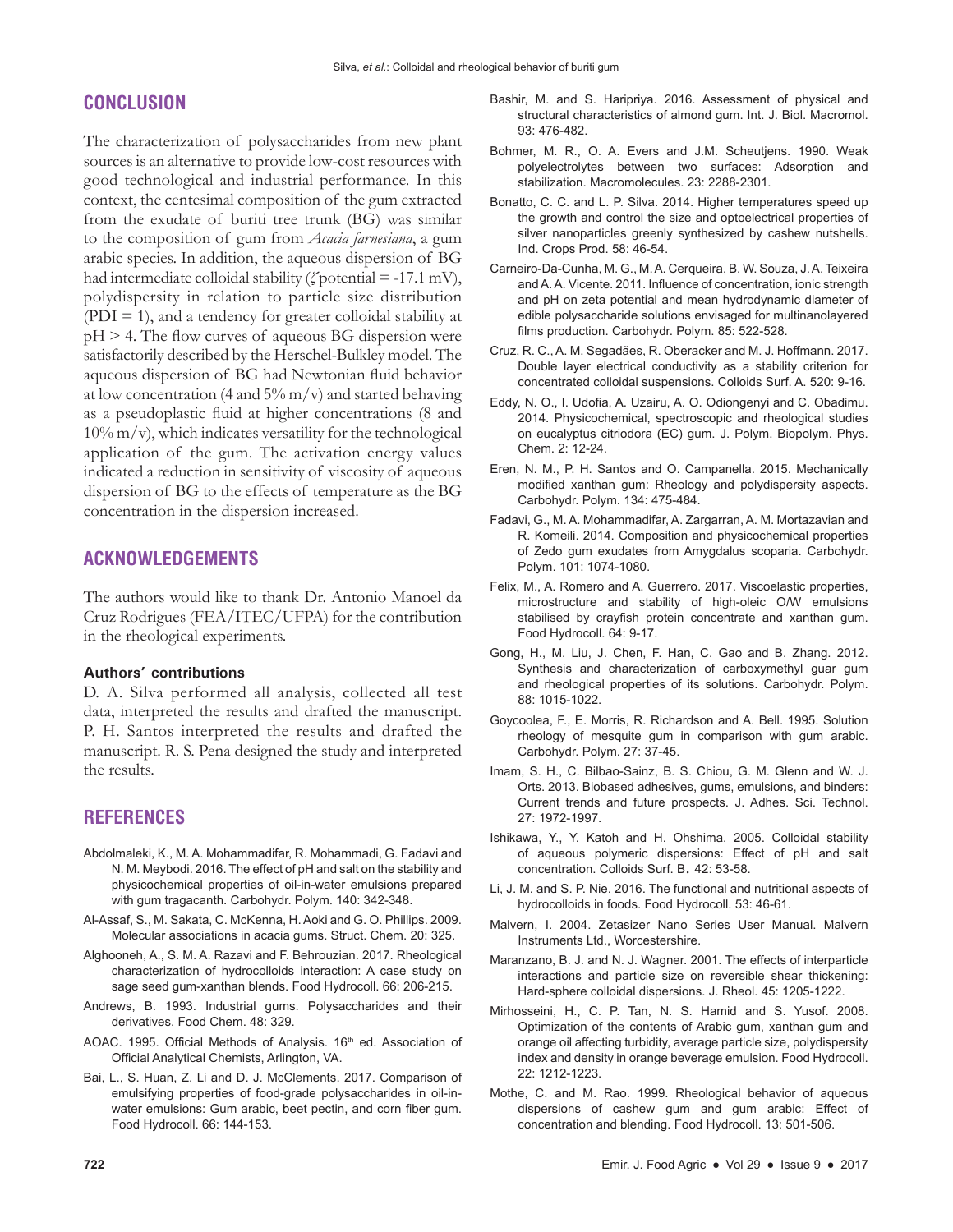## CONCLUSION

The characterization of polysaccharides from new plant sources is an alternative to provide low-cost resources with good technological and industrial performance. In this context, the centesimal composition of the gum extracted from the exudate of buriti tree trunk (BG) was similar to the composition of gum from *Acacia farnesiana*, a gum arabic species. In addition, the aqueous dispersion of BG had intermediate colloidal stability ($\zeta$potential = -17.1 mV), polydispersity in relation to particle size distribution (PDI = 1), and a tendency for greater colloidal stability at pH > 4. The flow curves of aqueous BG dispersion were satisfactorily described by the Herschel-Bulkley model. The aqueous dispersion of BG had Newtonian fluid behavior at low concentration (4 and 5% m/v) and started behaving as a pseudoplastic fluid at higher concentrations (8 and 10% m/v), which indicates versatility for the technological application of the gum. The activation energy values indicated a reduction in sensitivity of viscosity of aqueous dispersion of BG to the effects of temperature as the BG concentration in the dispersion increased.

## ACKNOWLEDGEMENTS

The authors would like to thank Dr. Antonio Manoel da Cruz Rodrigues (FEA/ITEC/UFPA) for the contribution in the rheological experiments.

### Authors' contributions

D. A. Silva performed all analysis, collected all test data, interpreted the results and drafted the manuscript. P. H. Santos interpreted the results and drafted the manuscript. R. S. Pena designed the study and interpreted the results.

## REFERENCES

Abdolmaleki, K., M. A. Mohammadifar, R. Mohammadi, G. Fadavi and N. M. Meybodi. 2016. The effect of pH and salt on the stability and physicochemical properties of oil-in-water emulsions prepared with gum tragacanth. Carbohydr. Polym. 140: 342-348.

Al-Assaf, S., M. Sakata, C. McKenna, H. Aoki and G. O. Phillips. 2009. Molecular associations in acacia gums. Struct. Chem. 20: 325.

Alghooneh, A., S. M. A. Razavi and F. Behrouzian. 2017. Rheological characterization of hydrocolloids interaction: A case study on sage seed gum-xanthan blends. Food Hydrocoll. 66: 206-215.

Andrews, B. 1993. Industrial gums. Polysaccharides and their derivatives. Food Chem. 48: 329.

AOAC. 1995. Official Methods of Analysis. 16th ed. Association of Official Analytical Chemists, Arlington, VA.

Bai, L., S. Huan, Z. Li and D. J. McClements. 2017. Comparison of emulsifying properties of food-grade polysaccharides in oil-in-water emulsions: Gum arabic, beet pectin, and corn fiber gum. Food Hydrocoll. 66: 144-153.

Bashir, M. and S. Haripriya. 2016. Assessment of physical and structural characteristics of almond gum. Int. J. Biol. Macromol. 93: 476-482.

Bohmer, M. R., O. A. Evers and J.M. Scheutjens. 1990. Weak polyelectrolytes between two surfaces: Adsorption and stabilization. Macromolecules. 23: 2288-2301.

Bonatto, C. C. and L. P. Silva. 2014. Higher temperatures speed up the growth and control the size and optoelectrical properties of silver nanoparticles greenly synthesized by cashew nutshells. Ind. Crops Prod. 58: 46-54.

Carneiro-Da-Cunha, M. G., M. A. Cerqueira, B. W. Souza, J. A. Teixeira and A. A. Vicente. 2011. Influence of concentration, ionic strength and pH on zeta potential and mean hydrodynamic diameter of edible polysaccharide solutions envisaged for multinanolayered films production. Carbohydr. Polym. 85: 522-528.

Cruz, R. C., A. M. Segadães, R. Oberacker and M. J. Hoffmann. 2017. Double layer electrical conductivity as a stability criterion for concentrated colloidal suspensions. Colloids Surf. A. 520: 9-16.

Eddy, N. O., I. Udofia, A. Uzairu, A. O. Odiongenyi and C. Obadimu. 2014. Physicochemical, spectroscopic and rheological studies on eucalyptus citriodora (EC) gum. J. Polym. Biopolym. Phys. Chem. 2: 12-24.

Eren, N. M., P. H. Santos and O. Campanella. 2015. Mechanically modified xanthan gum: Rheology and polydispersity aspects. Carbohydr. Polym. 134: 475-484.

Fadavi, G., M. A. Mohammadifar, A. Zargarran, A. M. Mortazavian and R. Komeili. 2014. Composition and physicochemical properties of Zedo gum exudates from Amygdalus scoparia. Carbohydr. Polym. 101: 1074-1080.

Felix, M., A. Romero and A. Guerrero. 2017. Viscoelastic properties, microstructure and stability of high-oleic O/W emulsions stabilised by crayfish protein concentrate and xanthan gum. Food Hydrocoll. 64: 9-17.

Gong, H., M. Liu, J. Chen, F. Han, C. Gao and B. Zhang. 2012. Synthesis and characterization of carboxymethyl guar gum and rheological properties of its solutions. Carbohydr. Polym. 88: 1015-1022.

Goycoolea, F., E. Morris, R. Richardson and A. Bell. 1995. Solution rheology of mesquite gum in comparison with gum arabic. Carbohydr. Polym. 27: 37-45.

Imam, S. H., C. Bilbao-Sainz, B. S. Chiou, G. M. Glenn and W. J. Orts. 2013. Biobased adhesives, gums, emulsions, and binders: Current trends and future prospects. J. Adhes. Sci. Technol. 27: 1972-1997.

Ishikawa, Y., Y. Katoh and H. Ohshima. 2005. Colloidal stability of aqueous polymeric dispersions: Effect of pH and salt concentration. Colloids Surf. B. 42: 53-58.

Li, J. M. and S. P. Nie. 2016. The functional and nutritional aspects of hydrocolloids in foods. Food Hydrocoll. 53: 46-61.

Malvern, I. 2004. Zetasizer Nano Series User Manual. Malvern Instruments Ltd., Worcestershire.

Maranzano, B. J. and N. J. Wagner. 2001. The effects of interparticle interactions and particle size on reversible shear thickening: Hard-sphere colloidal dispersions. J. Rheol. 45: 1205-1222.

Mirhosseini, H., C. P. Tan, N. S. Hamid and S. Yusof. 2008. Optimization of the contents of Arabic gum, xanthan gum and orange oil affecting turbidity, average particle size, polydispersity index and density in orange beverage emulsion. Food Hydrocoll. 22: 1212-1223.

Mothe, C. and M. Rao. 1999. Rheological behavior of aqueous dispersions of cashew gum and gum arabic: Effect of concentration and blending. Food Hydrocoll. 13: 501-506.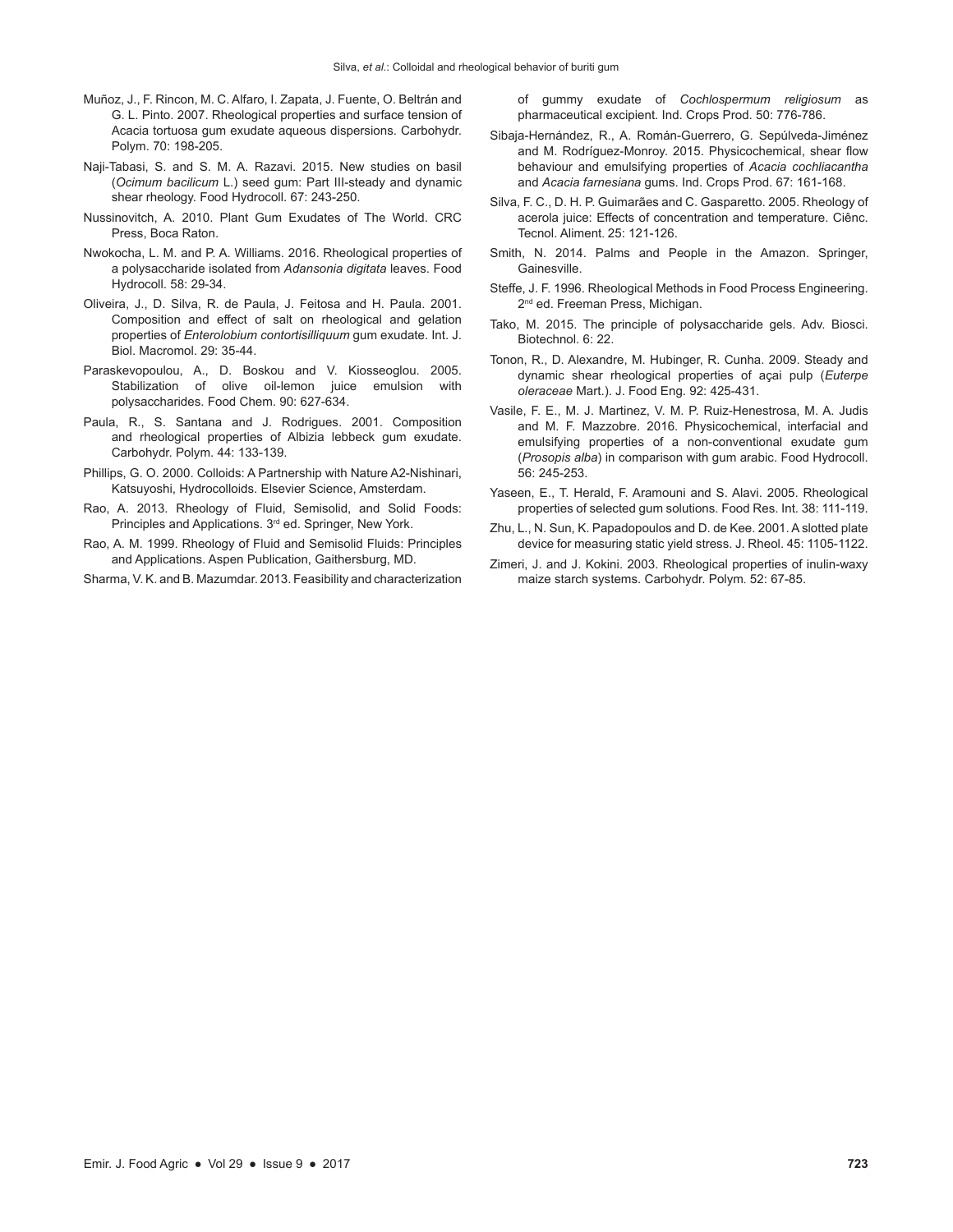Muñoz, J., F. Rincon, M. C. Alfaro, I. Zapata, J. Fuente, O. Beltrán and G. L. Pinto. 2007. Rheological properties and surface tension of Acacia tortuosa gum exudate aqueous dispersions. Carbohydr. Polym. 70: 198-205.

Naji-Tabasi, S. and S. M. A. Razavi. 2015. New studies on basil (*Ocimum bacilicum* L.) seed gum: Part III-steady and dynamic shear rheology. Food Hydrocoll. 67: 243-250.

Nussinovitch, A. 2010. Plant Gum Exudates of The World. CRC Press, Boca Raton.

Nwokocha, L. M. and P. A. Williams. 2016. Rheological properties of a polysaccharide isolated from *Adansonia digitata* leaves. Food Hydrocoll. 58: 29-34.

Oliveira, J., D. Silva, R. de Paula, J. Feitosa and H. Paula. 2001. Composition and effect of salt on rheological and gelation properties of *Enterolobium contortisilliquum* gum exudate. Int. J. Biol. Macromol. 29: 35-44.

Paraskevopoulou, A., D. Boskou and V. Kiosseoglou. 2005. Stabilization of olive oil-lemon juice emulsion with polysaccharides. Food Chem. 90: 627-634.

Paula, R., S. Santana and J. Rodrigues. 2001. Composition and rheological properties of Albizia lebbeck gum exudate. Carbohydr. Polym. 44: 133-139.

Phillips, G. O. 2000. Colloids: A Partnership with Nature A2-Nishinari, Katsuyoshi, Hydrocolloids. Elsevier Science, Amsterdam.

Rao, A. 2013. Rheology of Fluid, Semisolid, and Solid Foods: Principles and Applications. 3rd ed. Springer, New York.

Rao, A. M. 1999. Rheology of Fluid and Semisolid Fluids: Principles and Applications. Aspen Publication, Gaithersburg, MD.

Sharma, V. K. and B. Mazumdar. 2013. Feasibility and characterization of gummy exudate of *Cochlospermum religiosum* as pharmaceutical excipient. Ind. Crops Prod. 50: 776-786.

Sibaja-Hernández, R., A. Román-Guerrero, G. Sepúlveda-Jiménez and M. Rodríguez-Monroy. 2015. Physicochemical, shear flow behaviour and emulsifying properties of *Acacia cochliacantha* and *Acacia farnesiana* gums. Ind. Crops Prod. 67: 161-168.

Silva, F. C., D. H. P. Guimarães and C. Gasparetto. 2005. Rheology of acerola juice: Effects of concentration and temperature. Ciênc. Tecnol. Aliment. 25: 121-126.

Smith, N. 2014. Palms and People in the Amazon. Springer, Gainesville.

Steffe, J. F. 1996. Rheological Methods in Food Process Engineering. 2nd ed. Freeman Press, Michigan.

Tako, M. 2015. The principle of polysaccharide gels. Adv. Biosci. Biotechnol. 6: 22.

Tonon, R., D. Alexandre, M. Hubinger, R. Cunha. 2009. Steady and dynamic shear rheological properties of açai pulp (*Euterpe oleraceae* Mart.). J. Food Eng. 92: 425-431.

Vasile, F. E., M. J. Martinez, V. M. P. Ruiz-Henestrosa, M. A. Judis and M. F. Mazzobre. 2016. Physicochemical, interfacial and emulsifying properties of a non-conventional exudate gum (*Prosopis alba*) in comparison with gum arabic. Food Hydrocoll. 56: 245-253.

Yaseen, E., T. Herald, F. Aramouni and S. Alavi. 2005. Rheological properties of selected gum solutions. Food Res. Int. 38: 111-119.

Zhu, L., N. Sun, K. Papadopoulos and D. de Kee. 2001. A slotted plate device for measuring static yield stress. J. Rheol. 45: 1105-1122.

Zimeri, J. and J. Kokini. 2003. Rheological properties of inulin-waxy maize starch systems. Carbohydr. Polym. 52: 67-85.